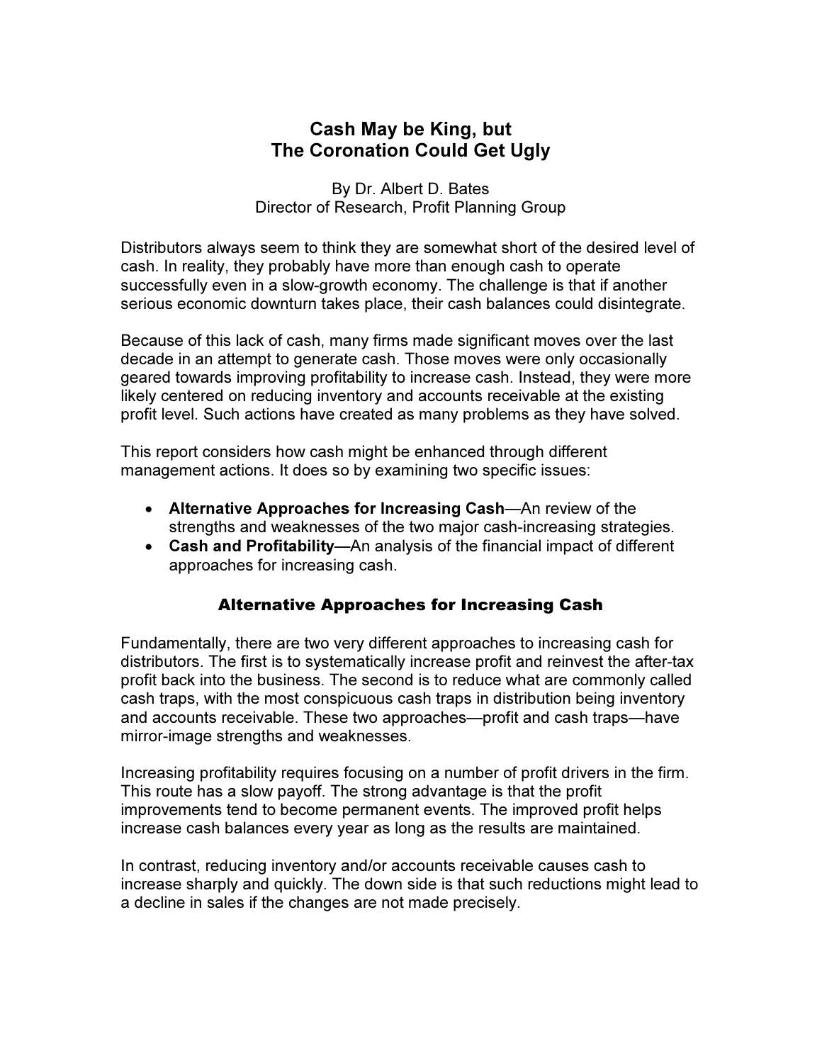# Cash May be King, but The Coronation Could Get Ugly

By Dr. Albert D. Bates
Director of Research, Profit Planning Group

Distributors always seem to think they are somewhat short of the desired level of cash. In reality, they probably have more than enough cash to operate successfully even in a slow-growth economy. The challenge is that if another serious economic downturn takes place, their cash balances could disintegrate.

Because of this lack of cash, many firms made significant moves over the last decade in an attempt to generate cash. Those moves were only occasionally geared towards improving profitability to increase cash. Instead, they were more likely centered on reducing inventory and accounts receivable at the existing profit level. Such actions have created as many problems as they have solved.

This report considers how cash might be enhanced through different management actions. It does so by examining two specific issues:

- **Alternative Approaches for Increasing Cash**—An review of the strengths and weaknesses of the two major cash-increasing strategies.
- **Cash and Profitability**—An analysis of the financial impact of different approaches for increasing cash.

## Alternative Approaches for Increasing Cash

Fundamentally, there are two very different approaches to increasing cash for distributors. The first is to systematically increase profit and reinvest the after-tax profit back into the business. The second is to reduce what are commonly called cash traps, with the most conspicuous cash traps in distribution being inventory and accounts receivable. These two approaches—profit and cash traps—have mirror-image strengths and weaknesses.

Increasing profitability requires focusing on a number of profit drivers in the firm. This route has a slow payoff. The strong advantage is that the profit improvements tend to become permanent events. The improved profit helps increase cash balances every year as long as the results are maintained.

In contrast, reducing inventory and/or accounts receivable causes cash to increase sharply and quickly. The down side is that such reductions might lead to a decline in sales if the changes are not made precisely.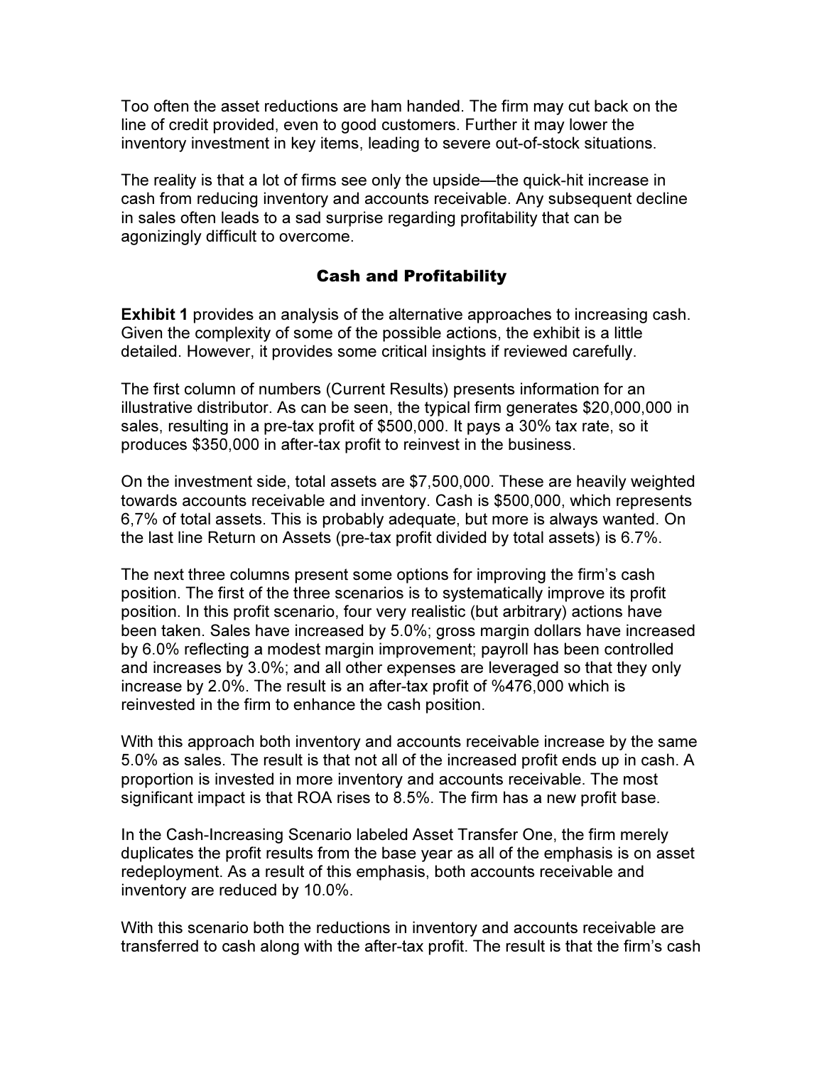Too often the asset reductions are ham handed. The firm may cut back on the line of credit provided, even to good customers. Further it may lower the inventory investment in key items, leading to severe out-of-stock situations.

The reality is that a lot of firms see only the upside—the quick-hit increase in cash from reducing inventory and accounts receivable. Any subsequent decline in sales often leads to a sad surprise regarding profitability that can be agonizingly difficult to overcome.

## Cash and Profitability

**Exhibit 1** provides an analysis of the alternative approaches to increasing cash. Given the complexity of some of the possible actions, the exhibit is a little detailed. However, it provides some critical insights if reviewed carefully.

The first column of numbers (Current Results) presents information for an illustrative distributor. As can be seen, the typical firm generates $20,000,000 in sales, resulting in a pre-tax profit of $500,000. It pays a 30% tax rate, so it produces $350,000 in after-tax profit to reinvest in the business.

On the investment side, total assets are $7,500,000. These are heavily weighted towards accounts receivable and inventory. Cash is $500,000, which represents 6,7% of total assets. This is probably adequate, but more is always wanted. On the last line Return on Assets (pre-tax profit divided by total assets) is 6.7%.

The next three columns present some options for improving the firm's cash position. The first of the three scenarios is to systematically improve its profit position. In this profit scenario, four very realistic (but arbitrary) actions have been taken. Sales have increased by 5.0%; gross margin dollars have increased by 6.0% reflecting a modest margin improvement; payroll has been controlled and increases by 3.0%; and all other expenses are leveraged so that they only increase by 2.0%. The result is an after-tax profit of %476,000 which is reinvested in the firm to enhance the cash position.

With this approach both inventory and accounts receivable increase by the same 5.0% as sales. The result is that not all of the increased profit ends up in cash. A proportion is invested in more inventory and accounts receivable. The most significant impact is that ROA rises to 8.5%. The firm has a new profit base.

In the Cash-Increasing Scenario labeled Asset Transfer One, the firm merely duplicates the profit results from the base year as all of the emphasis is on asset redeployment. As a result of this emphasis, both accounts receivable and inventory are reduced by 10.0%.

With this scenario both the reductions in inventory and accounts receivable are transferred to cash along with the after-tax profit. The result is that the firm's cash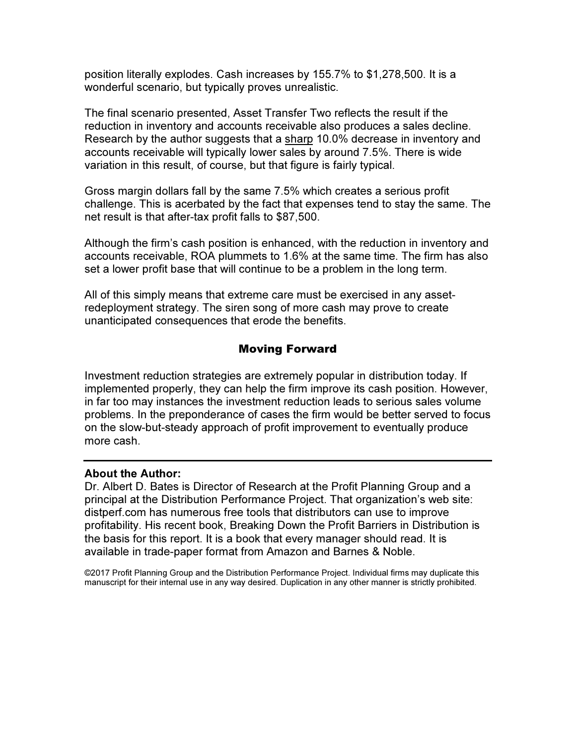position literally explodes. Cash increases by 155.7% to $1,278,500. It is a wonderful scenario, but typically proves unrealistic.

The final scenario presented, Asset Transfer Two reflects the result if the reduction in inventory and accounts receivable also produces a sales decline. Research by the author suggests that a <u>sharp</u> 10.0% decrease in inventory and accounts receivable will typically lower sales by around 7.5%. There is wide variation in this result, of course, but that figure is fairly typical.

Gross margin dollars fall by the same 7.5% which creates a serious profit challenge. This is acerbated by the fact that expenses tend to stay the same. The net result is that after-tax profit falls to $87,500.

Although the firm's cash position is enhanced, with the reduction in inventory and accounts receivable, ROA plummets to 1.6% at the same time. The firm has also set a lower profit base that will continue to be a problem in the long term.

All of this simply means that extreme care must be exercised in any asset-redeployment strategy. The siren song of more cash may prove to create unanticipated consequences that erode the benefits.

## Moving Forward

Investment reduction strategies are extremely popular in distribution today. If implemented properly, they can help the firm improve its cash position. However, in far too may instances the investment reduction leads to serious sales volume problems. In the preponderance of cases the firm would be better served to focus on the slow-but-steady approach of profit improvement to eventually produce more cash.

---

**About the Author:**
Dr. Albert D. Bates is Director of Research at the Profit Planning Group and a principal at the Distribution Performance Project. That organization's web site: distperf.com has numerous free tools that distributors can use to improve profitability. His recent book, Breaking Down the Profit Barriers in Distribution is the basis for this report. It is a book that every manager should read. It is available in trade-paper format from Amazon and Barnes & Noble.

©2017 Profit Planning Group and the Distribution Performance Project. Individual firms may duplicate this manuscript for their internal use in any way desired. Duplication in any other manner is strictly prohibited.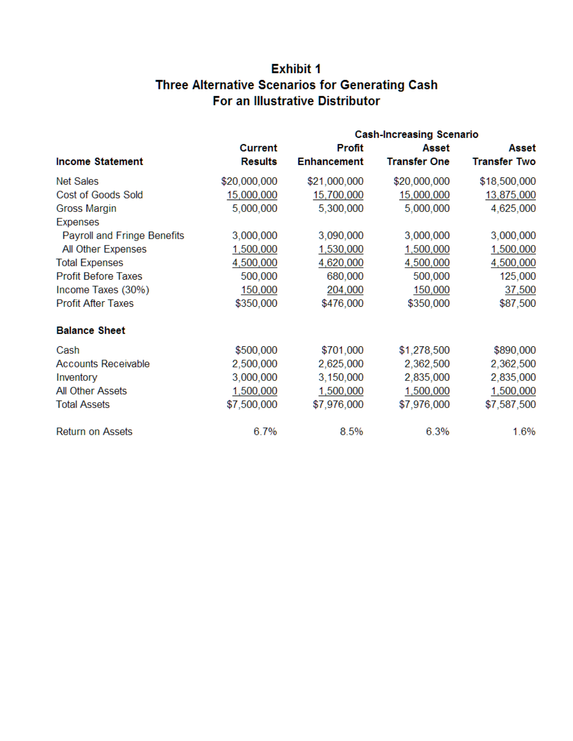# Exhibit 1
## Three Alternative Scenarios for Generating Cash
## For an Illustrative Distributor

| | | Cash-Increasing Scenario | | |
|---|---|---|---|---|
| **Income Statement** | **Current Results** | **Profit Enhancement** | **Asset Transfer One** | **Asset Transfer Two** |
| Net Sales | $20,000,000 | $21,000,000 | $20,000,000 | $18,500,000 |
| Cost of Goods Sold | 15,000,000 | 15,700,000 | 15,000,000 | 13,875,000 |
| Gross Margin | 5,000,000 | 5,300,000 | 5,000,000 | 4,625,000 |
| Expenses | | | | |
| Payroll and Fringe Benefits | 3,000,000 | 3,090,000 | 3,000,000 | 3,000,000 |
| All Other Expenses | 1,500,000 | 1,530,000 | 1,500,000 | 1,500,000 |
| Total Expenses | 4,500,000 | 4,620,000 | 4,500,000 | 4,500,000 |
| Profit Before Taxes | 500,000 | 680,000 | 500,000 | 125,000 |
| Income Taxes (30%) | 150,000 | 204,000 | 150,000 | 37,500 |
| Profit After Taxes | $350,000 | $476,000 | $350,000 | $87,500 |
| **Balance Sheet** | | | | |
| Cash | $500,000 | $701,000 | $1,278,500 | $890,000 |
| Accounts Receivable | 2,500,000 | 2,625,000 | 2,362,500 | 2,362,500 |
| Inventory | 3,000,000 | 3,150,000 | 2,835,000 | 2,835,000 |
| All Other Assets | 1,500,000 | 1,500,000 | 1,500,000 | 1,500,000 |
| Total Assets | $7,500,000 | $7,976,000 | $7,976,000 | $7,587,500 |
| Return on Assets | 6.7% | 8.5% | 6.3% | 1.6% |